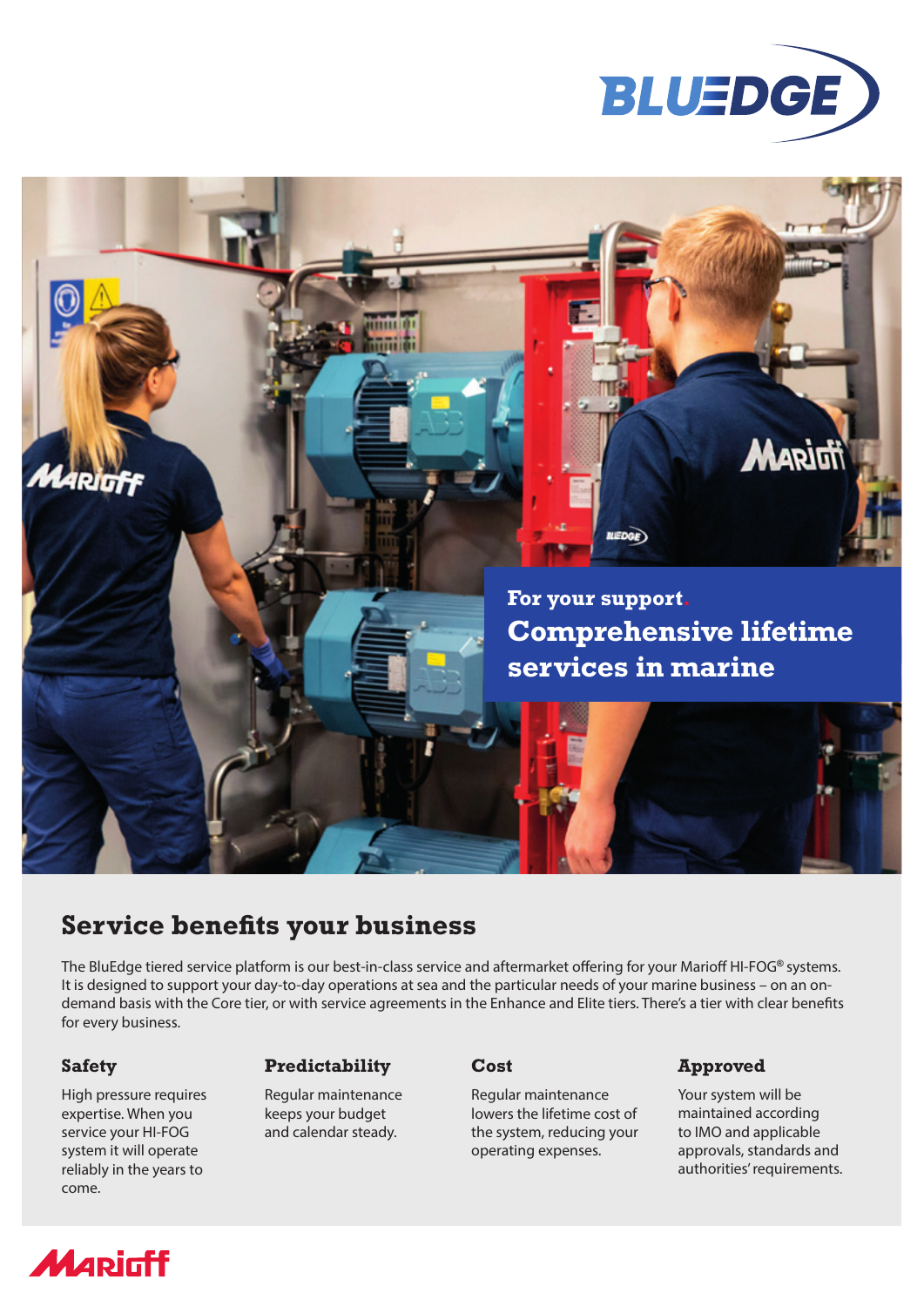For your support.

# Comprehensive lifetime services in marine

## Service benefits your business

The BluEdge tiered service platform is our best-in-class service and aftermarket offering for your Marioff HI-FOG® systems. It is designed to support your day-to-day operations at sea and the particular needs of your marine business – on an on-demand basis with the Core tier, or with service agreements in the Enhance and Elite tiers. There's a tier with clear benefits for every business.

### Safety

High pressure requires expertise. When you service your HI-FOG system it will operate reliably in the years to come.

### Predictability

Regular maintenance keeps your budget and calendar steady.

### Cost

Regular maintenance lowers the lifetime cost of the system, reducing your operating expenses.

### Approved

Your system will be maintained according to IMO and applicable approvals, standards and authorities' requirements.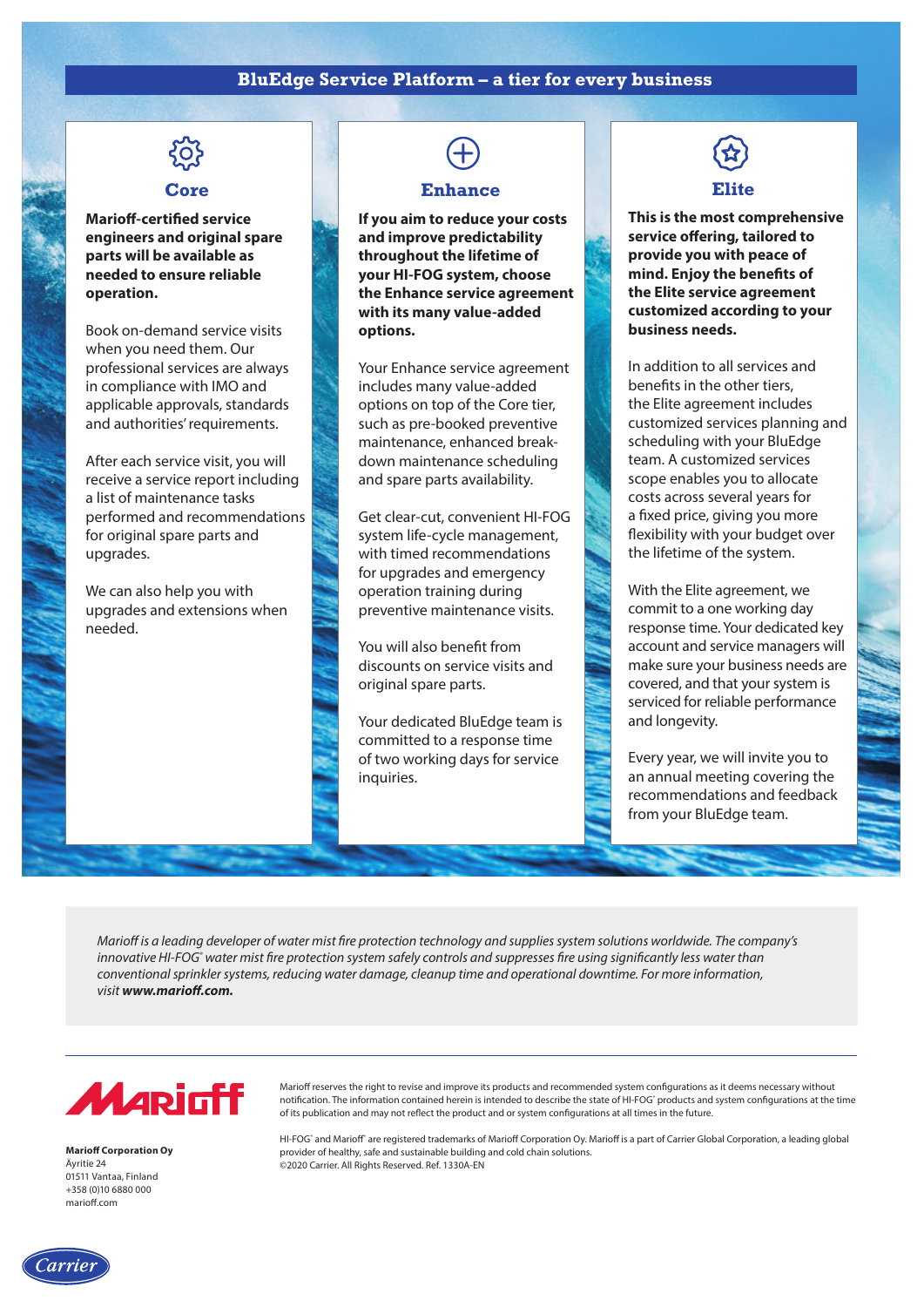## BluEdge Service Platform – a tier for every business

### Core

**Marioff-certified service engineers and original spare parts will be available as needed to ensure reliable operation.**

Book on-demand service visits when you need them. Our professional services are always in compliance with IMO and applicable approvals, standards and authorities' requirements.

After each service visit, you will receive a service report including a list of maintenance tasks performed and recommendations for original spare parts and upgrades.

We can also help you with upgrades and extensions when needed.

### Enhance

**If you aim to reduce your costs and improve predictability throughout the lifetime of your HI-FOG system, choose the Enhance service agreement with its many value-added options.**

Your Enhance service agreement includes many value-added options on top of the Core tier, such as pre-booked preventive maintenance, enhanced break-down maintenance scheduling and spare parts availability.

Get clear-cut, convenient HI-FOG system life-cycle management, with timed recommendations for upgrades and emergency operation training during preventive maintenance visits.

You will also benefit from discounts on service visits and original spare parts.

Your dedicated BluEdge team is committed to a response time of two working days for service inquiries.

### Elite

**This is the most comprehensive service offering, tailored to provide you with peace of mind. Enjoy the benefits of the Elite service agreement customized according to your business needs.**

In addition to all services and benefits in the other tiers, the Elite agreement includes customized services planning and scheduling with your BluEdge team. A customized services scope enables you to allocate costs across several years for a fixed price, giving you more flexibility with your budget over the lifetime of the system.

With the Elite agreement, we commit to a one working day response time. Your dedicated key account and service managers will make sure your business needs are covered, and that your system is serviced for reliable performance and longevity.

Every year, we will invite you to an annual meeting covering the recommendations and feedback from your BluEdge team.

*Marioff is a leading developer of water mist fire protection technology and supplies system solutions worldwide. The company's innovative HI-FOG® water mist fire protection system safely controls and suppresses fire using significantly less water than conventional sprinkler systems, reducing water damage, cleanup time and operational downtime. For more information, visit* ***www.marioff.com.***

Marioff

**Marioff Corporation Oy**
Äyritie 24
01511 Vantaa, Finland
+358 (0)10 6880 000
marioff.com

Marioff reserves the right to revise and improve its products and recommended system configurations as it deems necessary without notification. The information contained herein is intended to describe the state of HI-FOG® products and system configurations at the time of its publication and may not reflect the product and or system configurations at all times in the future.

HI-FOG® and Marioff® are registered trademarks of Marioff Corporation Oy. Marioff is a part of Carrier Global Corporation, a leading global provider of healthy, safe and sustainable building and cold chain solutions.
©2020 Carrier. All Rights Reserved. Ref. 1330A-EN

Carrier